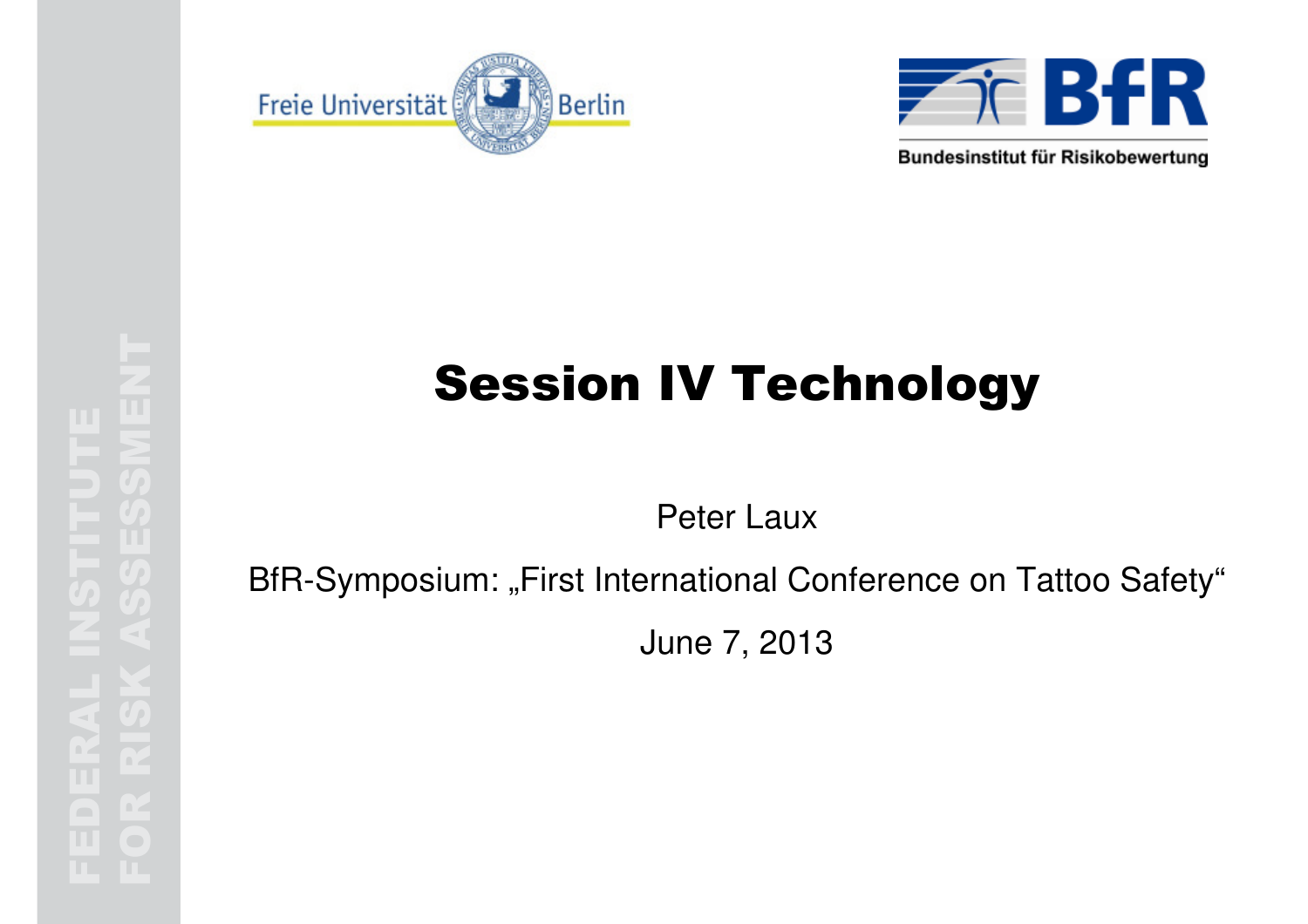# Session IV Technology

Peter Laux

BfR-Symposium: „First International Conference on Tattoo Safety"

June 7, 2013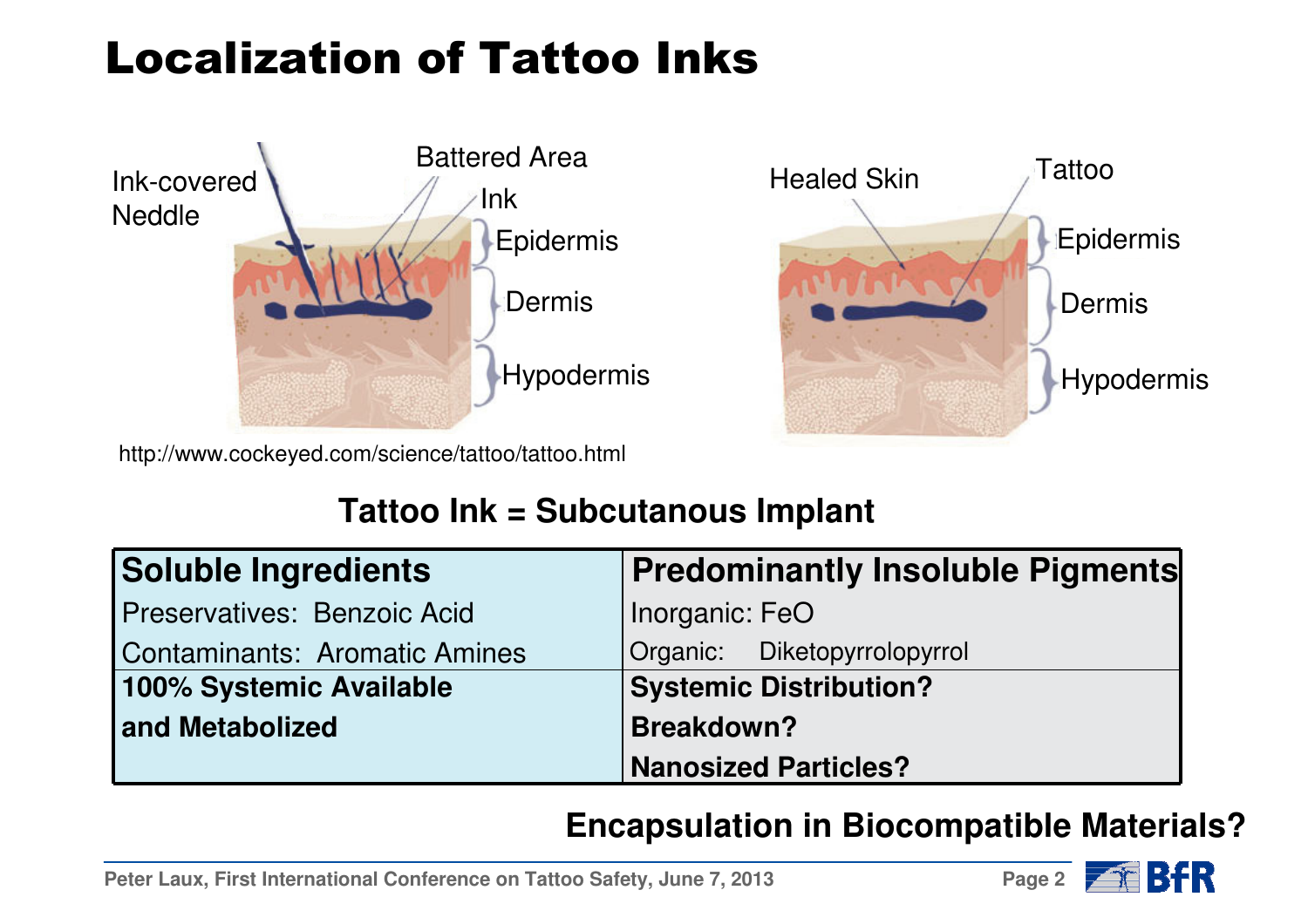# Localization of Tattoo Inks

http://www.cockeyed.com/science/tattoo/tattoo.html

**Tattoo Ink = Subcutanous Implant**

| **Soluble Ingredients** | **Predominantly Insoluble Pigments** |
| --- | --- |
| Preservatives: Benzoic Acid | Inorganic: FeO |
| Contaminants: Aromatic Amines | Organic: Diketopyrrolopyrrol |
| **100% Systemic Available and Metabolized** | **Systemic Distribution?** **Breakdown?** **Nanosized Particles?** |

**Encapsulation in Biocompatible Materials?**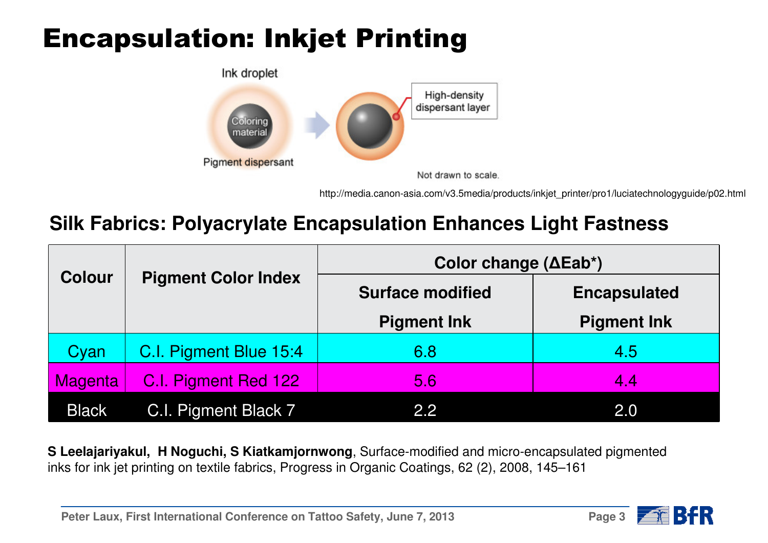# Encapsulation: Inkjet Printing

Ink droplet

Coloring material

Pigment dispersant

High-density dispersant layer

Not drawn to scale.

http://media.canon-asia.com/v3.5media/products/inkjet_printer/pro1/luciatechnologyguide/p02.html

## Silk Fabrics: Polyacrylate Encapsulation Enhances Light Fastness

| Colour | Pigment Color Index | Color change (ΔEab*) | |
|---|---|---|---|
| | | Surface modified Pigment Ink | Encapsulated Pigment Ink |
| Cyan | C.I. Pigment Blue 15:4 | 6.8 | 4.5 |
| Magenta | C.I. Pigment Red 122 | 5.6 | 4.4 |
| Black | C.I. Pigment Black 7 | 2.2 | 2.0 |

**S Leelajariyakul, H Noguchi, S Kiatkamjornwong**, Surface-modified and micro-encapsulated pigmented inks for ink jet printing on textile fabrics, Progress in Organic Coatings, 62 (2), 2008, 145–161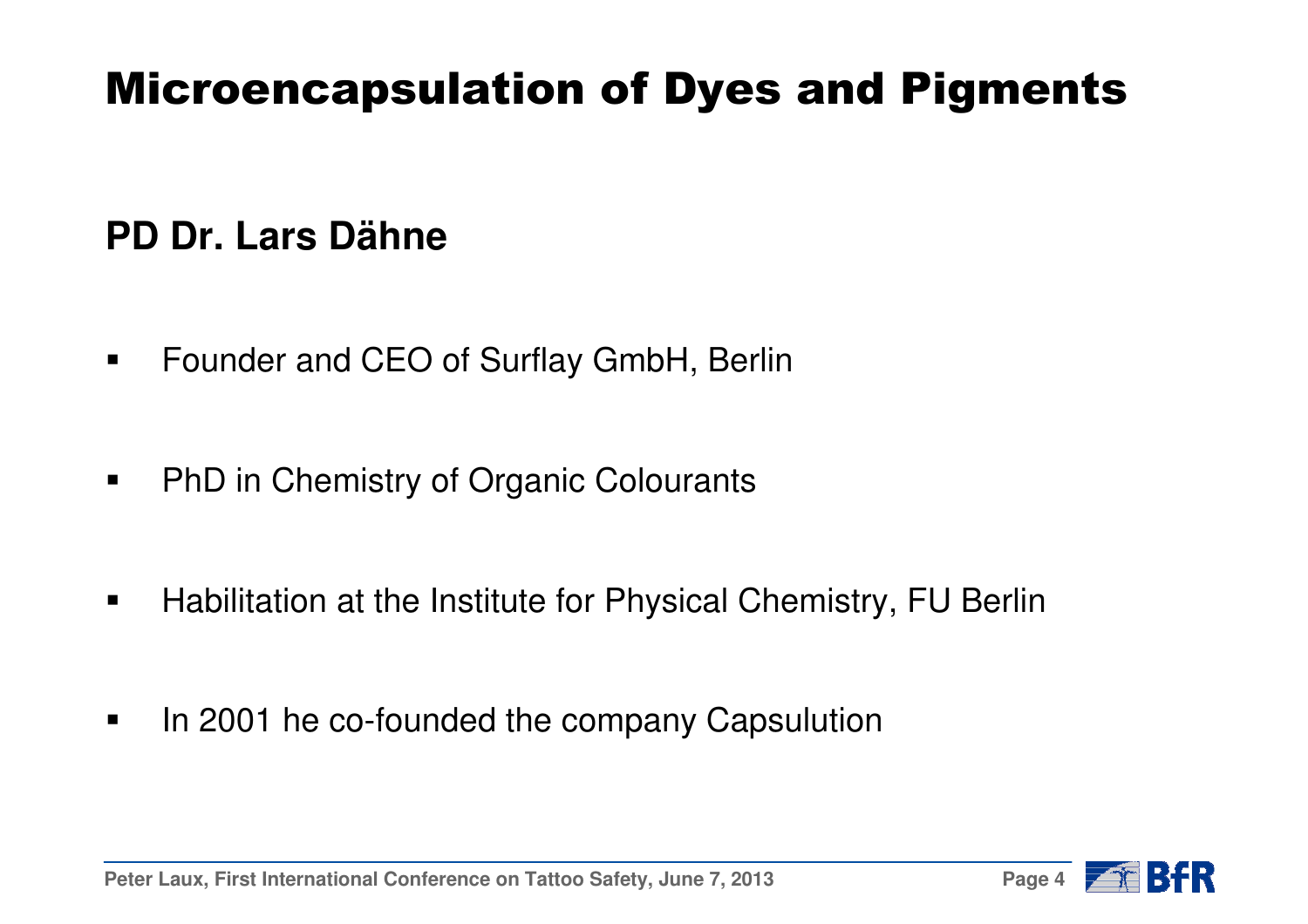# Microencapsulation of Dyes and Pigments

## PD Dr. Lars Dähne

- Founder and CEO of Surflay GmbH, Berlin
- PhD in Chemistry of Organic Colourants
- Habilitation at the Institute for Physical Chemistry, FU Berlin
- In 2001 he co-founded the company Capsulution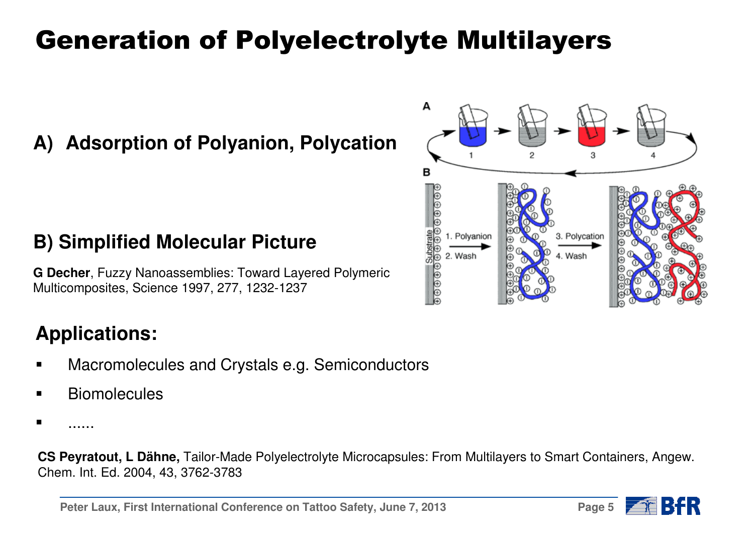# Generation of Polyelectrolyte Multilayers

**A) Adsorption of Polyanion, Polycation**

**B) Simplified Molecular Picture**

**G Decher**, Fuzzy Nanoassemblies: Toward Layered Polymeric Multicomposites, Science 1997, 277, 1232-1237

## Applications:

- Macromolecules and Crystals e.g. Semiconductors
- Biomolecules
- ......

**CS Peyratout, L Dähne,** Tailor-Made Polyelectrolyte Microcapsules: From Multilayers to Smart Containers, Angew. Chem. Int. Ed. 2004, 43, 3762-3783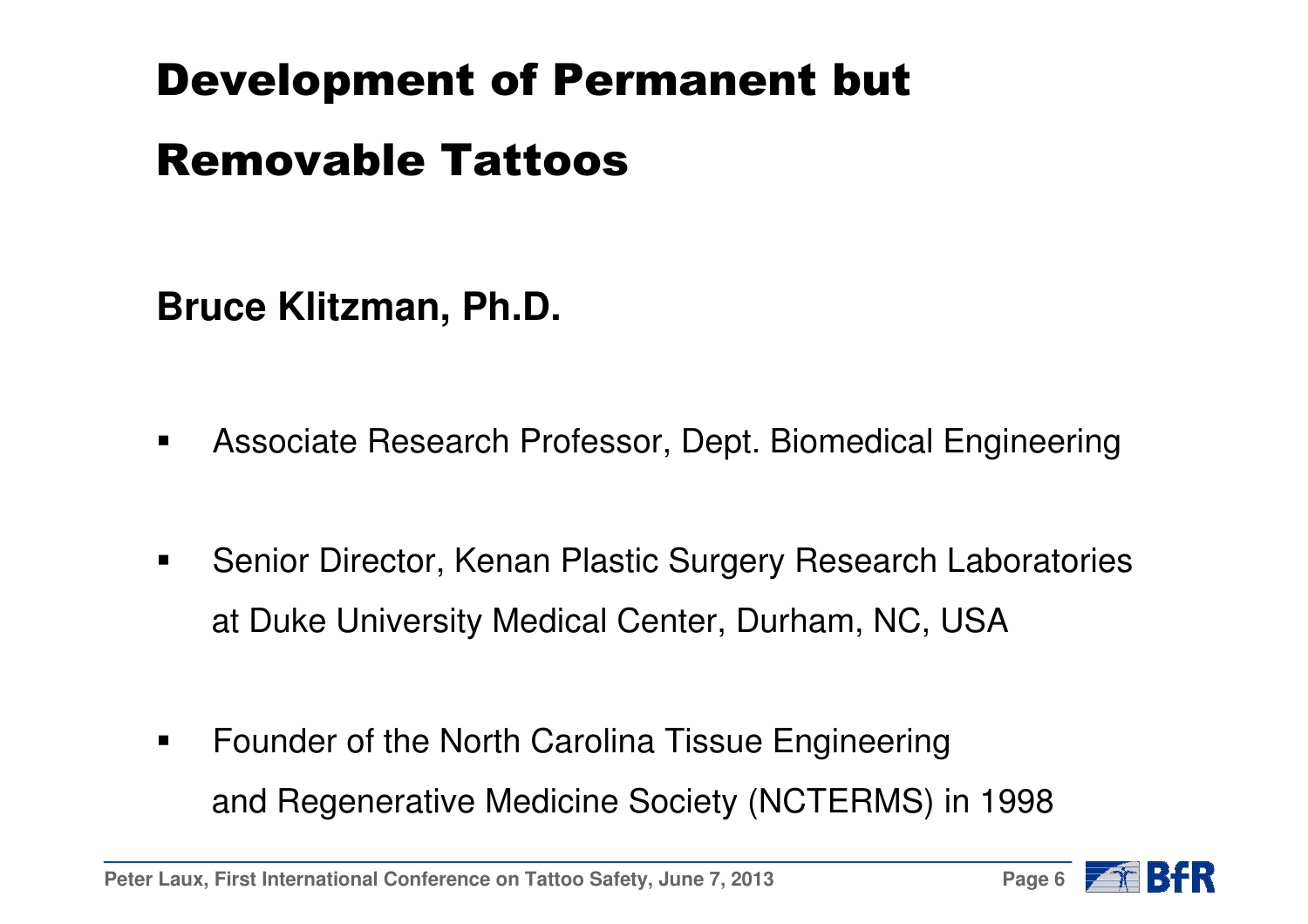# Development of Permanent but Removable Tattoos

**Bruce Klitzman, Ph.D.**

- Associate Research Professor, Dept. Biomedical Engineering
- Senior Director, Kenan Plastic Surgery Research Laboratories at Duke University Medical Center, Durham, NC, USA
- Founder of the North Carolina Tissue Engineering and Regenerative Medicine Society (NCTERMS) in 1998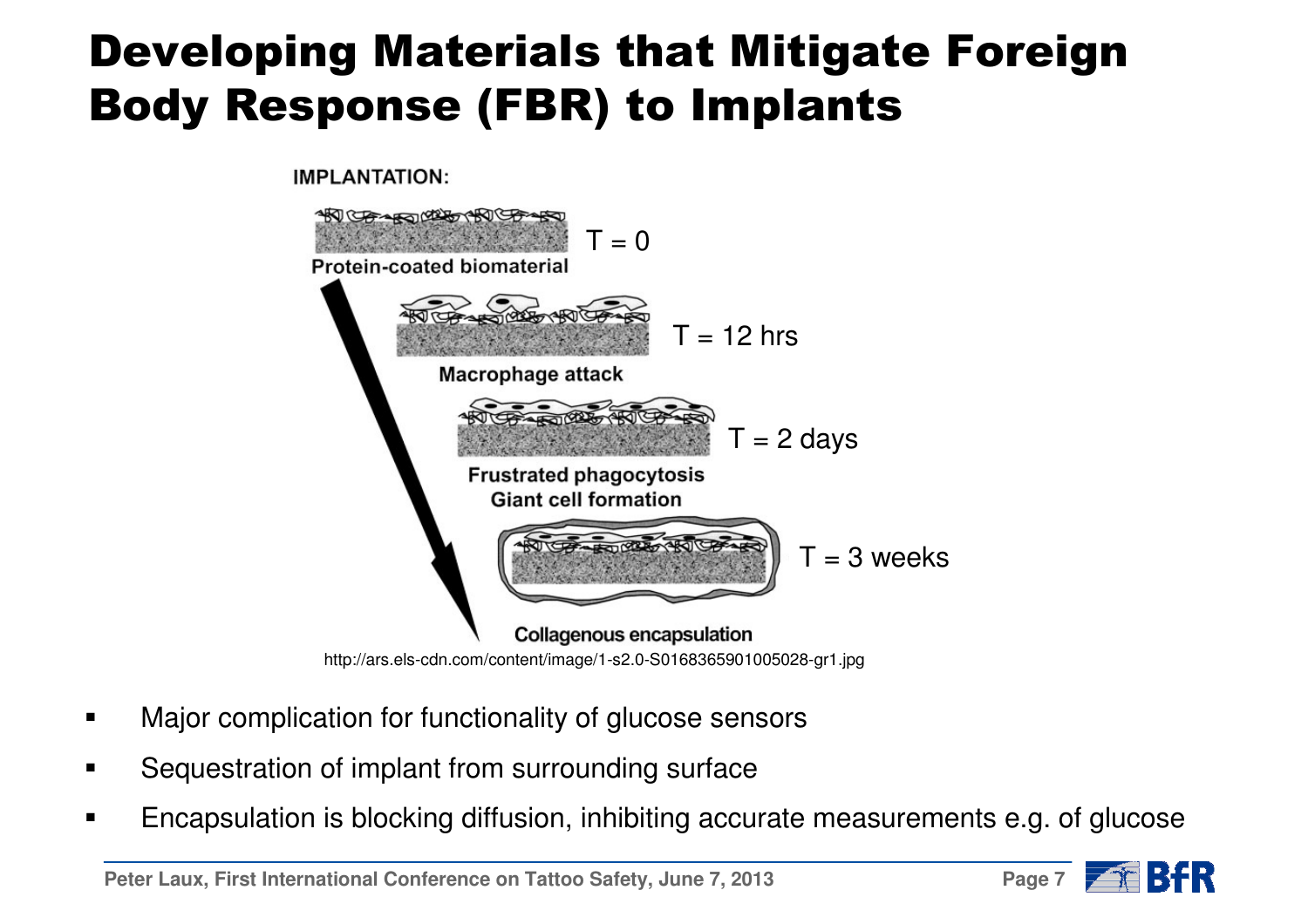# Developing Materials that Mitigate Foreign Body Response (FBR) to Implants

IMPLANTATION:

Protein-coated biomaterial — T = 0

Macrophage attack — T = 12 hrs

Frustrated phagocytosis
Giant cell formation — T = 2 days

Collagenous encapsulation — T = 3 weeks

http://ars.els-cdn.com/content/image/1-s2.0-S0168365901005028-gr1.jpg

- Major complication for functionality of glucose sensors
- Sequestration of implant from surrounding surface
- Encapsulation is blocking diffusion, inhibiting accurate measurements e.g. of glucose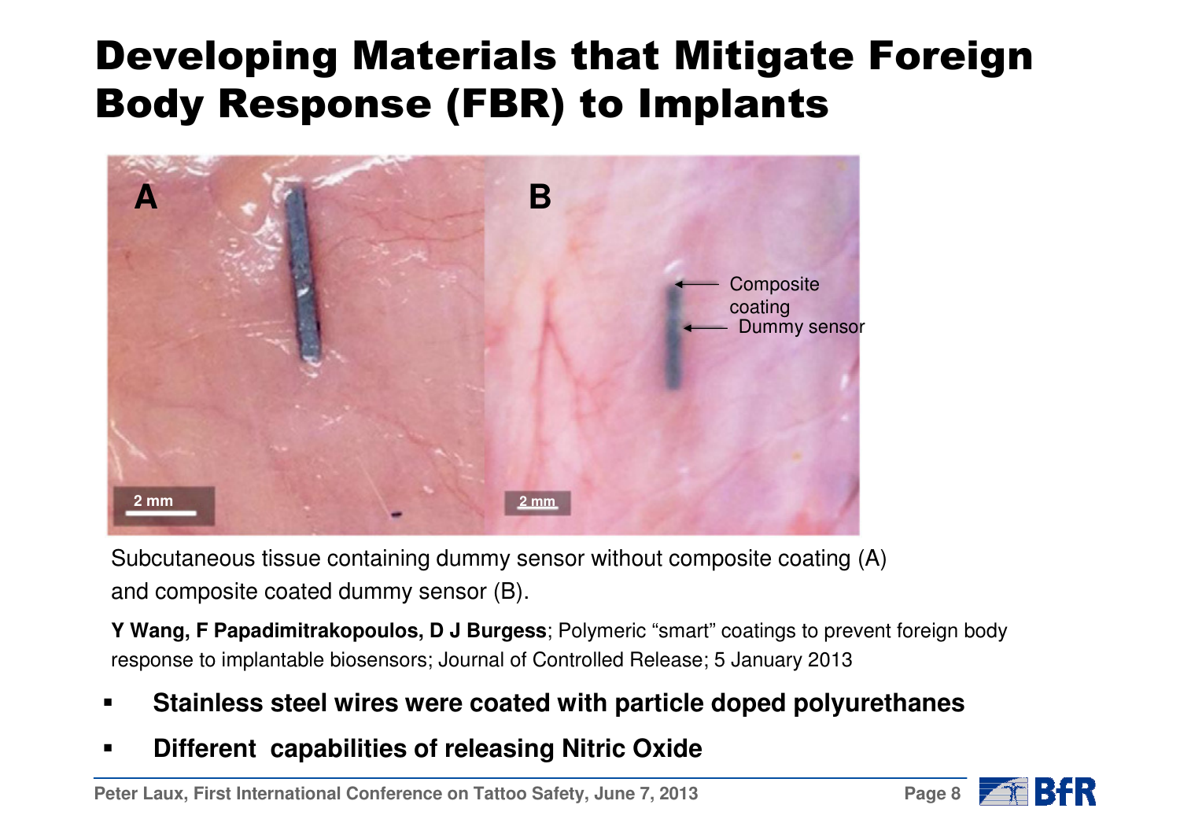# Developing Materials that Mitigate Foreign Body Response (FBR) to Implants

Subcutaneous tissue containing dummy sensor without composite coating (A) and composite coated dummy sensor (B).

**Y Wang, F Papadimitrakopoulos, D J Burgess**; Polymeric “smart” coatings to prevent foreign body response to implantable biosensors; Journal of Controlled Release; 5 January 2013

- **Stainless steel wires were coated with particle doped polyurethanes**
- **Different capabilities of releasing Nitric Oxide**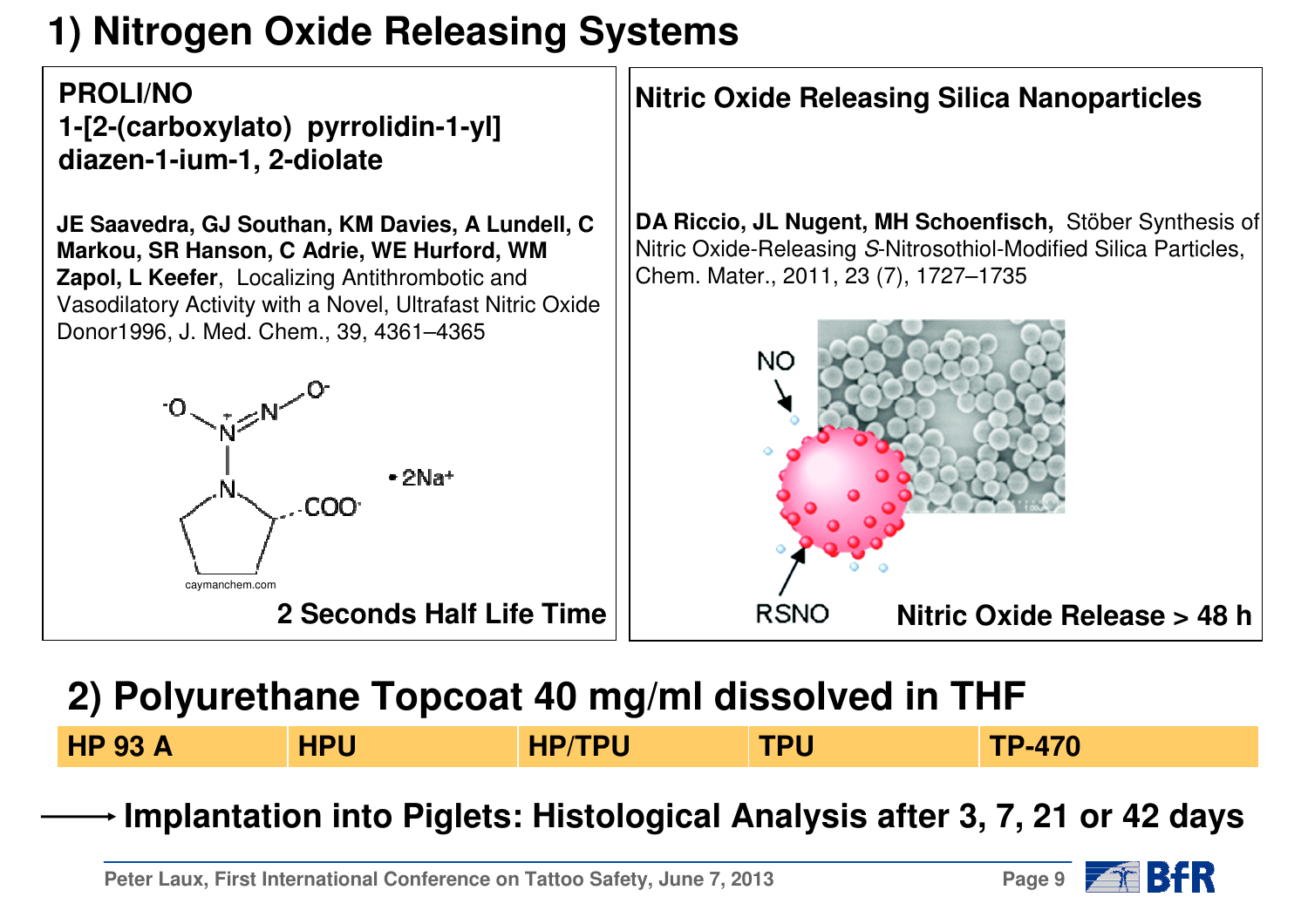# 1) Nitrogen Oxide Releasing Systems

**PROLI/NO**
**1-[2-(carboxylato) pyrrolidin-1-yl] diazen-1-ium-1, 2-diolate**

**JE Saavedra, GJ Southan, KM Davies, A Lundell, C Markou, SR Hanson, C Adrie, WE Hurford, WM Zapol, L Keefer**, Localizing Antithrombotic and Vasodilatory Activity with a Novel, Ultrafast Nitric Oxide Donor1996, J. Med. Chem., 39, 4361–4365

• 2Na+

caymanchem.com

**2 Seconds Half Life Time**

**Nitric Oxide Releasing Silica Nanoparticles**

**DA Riccio, JL Nugent, MH Schoenfisch,** Stöber Synthesis of Nitric Oxide-Releasing *S*-Nitrosothiol-Modified Silica Particles, Chem. Mater., 2011, 23 (7), 1727–1735

NO

RSNO

**Nitric Oxide Release > 48 h**

# 2) Polyurethane Topcoat 40 mg/ml dissolved in THF

| HP 93 A | HPU | HP/TPU | TPU | TP-470 |
|---|---|---|---|---|

→ **Implantation into Piglets: Histological Analysis after 3, 7, 21 or 42 days**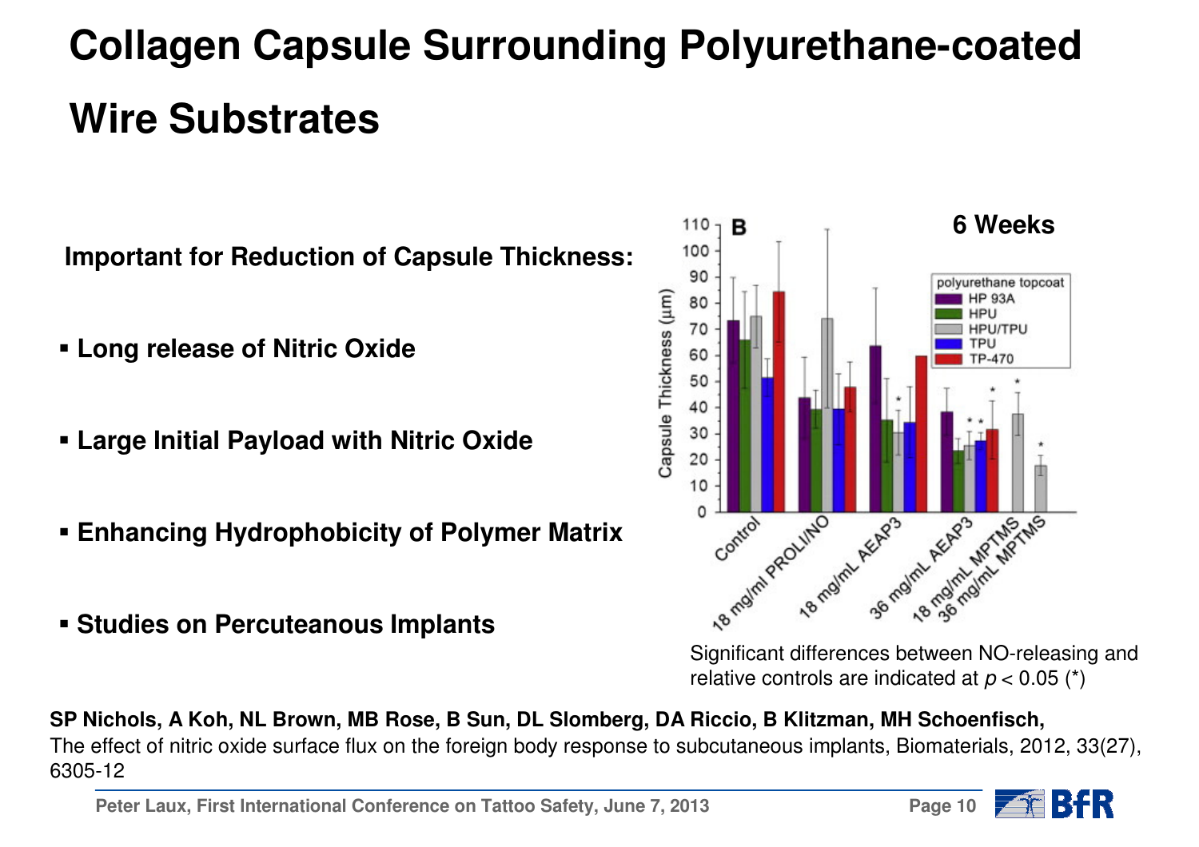# Collagen Capsule Surrounding Polyurethane-coated Wire Substrates

**Important for Reduction of Capsule Thickness:**

- **Long release of Nitric Oxide**
- **Large Initial Payload with Nitric Oxide**
- **Enhancing Hydrophobicity of Polymer Matrix**
- **Studies on Percuteanous Implants**

Significant differences between NO-releasing and relative controls are indicated at $p < 0.05$ (*)

**SP Nichols, A Koh, NL Brown, MB Rose, B Sun, DL Slomberg, DA Riccio, B Klitzman, MH Schoenfisch,** The effect of nitric oxide surface flux on the foreign body response to subcutaneous implants, Biomaterials, 2012, 33(27), 6305-12

Peter Laux, First International Conference on Tattoo Safety, June 7, 2013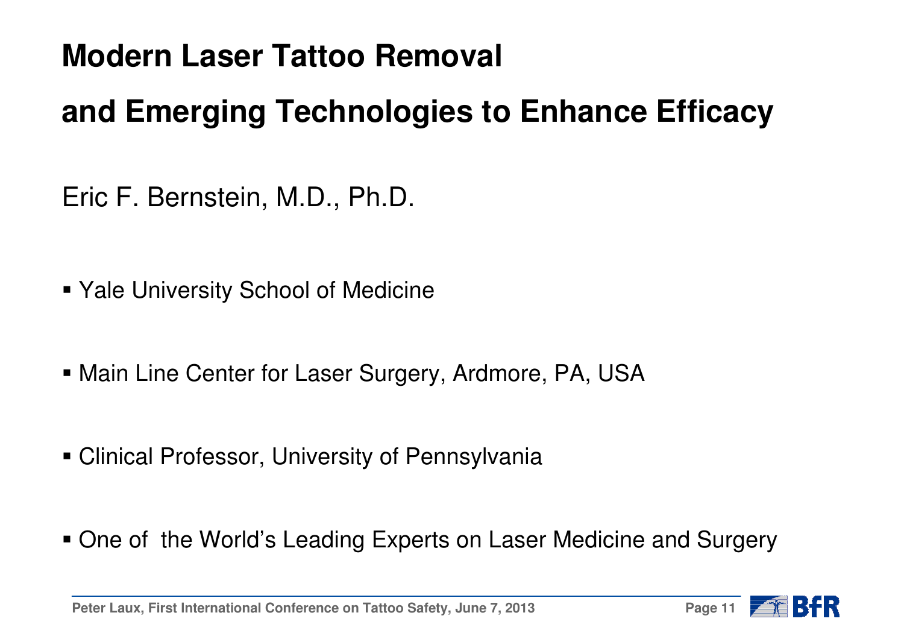# Modern Laser Tattoo Removal

# and Emerging Technologies to Enhance Efficacy

Eric F. Bernstein, M.D., Ph.D.

- Yale University School of Medicine
- Main Line Center for Laser Surgery, Ardmore, PA, USA
- Clinical Professor, University of Pennsylvania
- One of  the World's Leading Experts on Laser Medicine and Surgery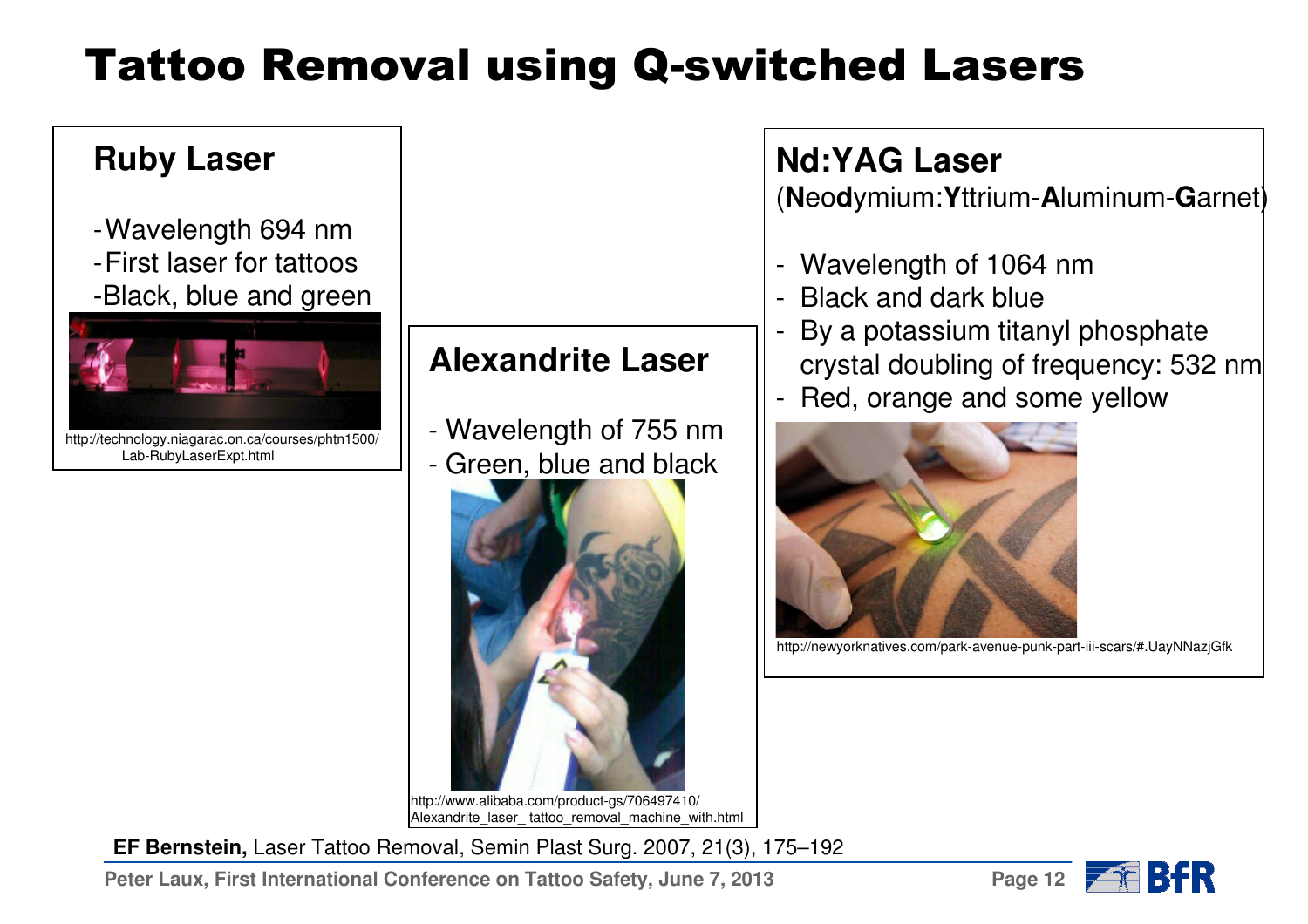# Tattoo Removal using Q-switched Lasers

## Ruby Laser

- Wavelength 694 nm
- First laser for tattoos
- Black, blue and green

http://technology.niagarac.on.ca/courses/phtn1500/Lab-RubyLaserExpt.html

## Alexandrite Laser

- Wavelength of 755 nm
- Green, blue and black

http://www.alibaba.com/product-gs/706497410/Alexandrite_laser_ tattoo_removal_machine_with.html

## Nd:YAG Laser

(**N**eo**d**ymium:**Y**ttrium-**A**luminum-**G**arnet)

- Wavelength of 1064 nm
- Black and dark blue
- By a potassium titanyl phosphate crystal doubling of frequency: 532 nm
- Red, orange and some yellow

http://newyorknatives.com/park-avenue-punk-part-iii-scars/#.UayNNazjGfk

**EF Bernstein,** Laser Tattoo Removal, Semin Plast Surg. 2007, 21(3), 175–192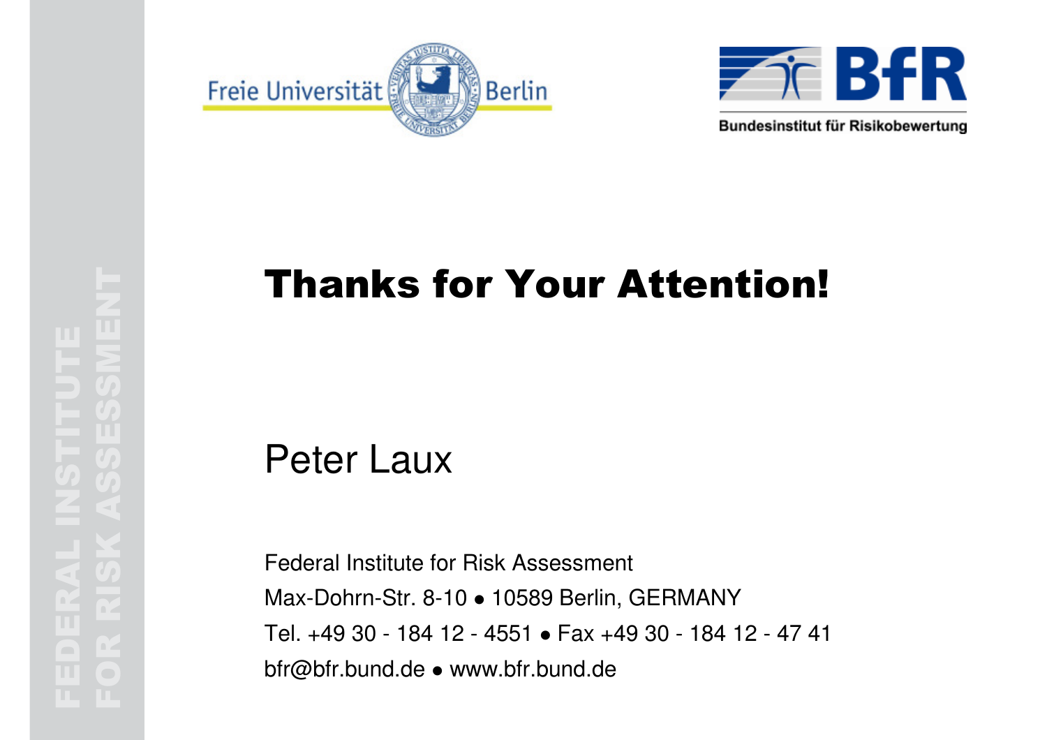# Thanks for Your Attention!

Peter Laux

Federal Institute for Risk Assessment

Max-Dohrn-Str. 8-10 • 10589 Berlin, GERMANY

Tel. +49 30 - 184 12 - 4551 • Fax +49 30 - 184 12 - 47 41

bfr@bfr.bund.de • www.bfr.bund.de